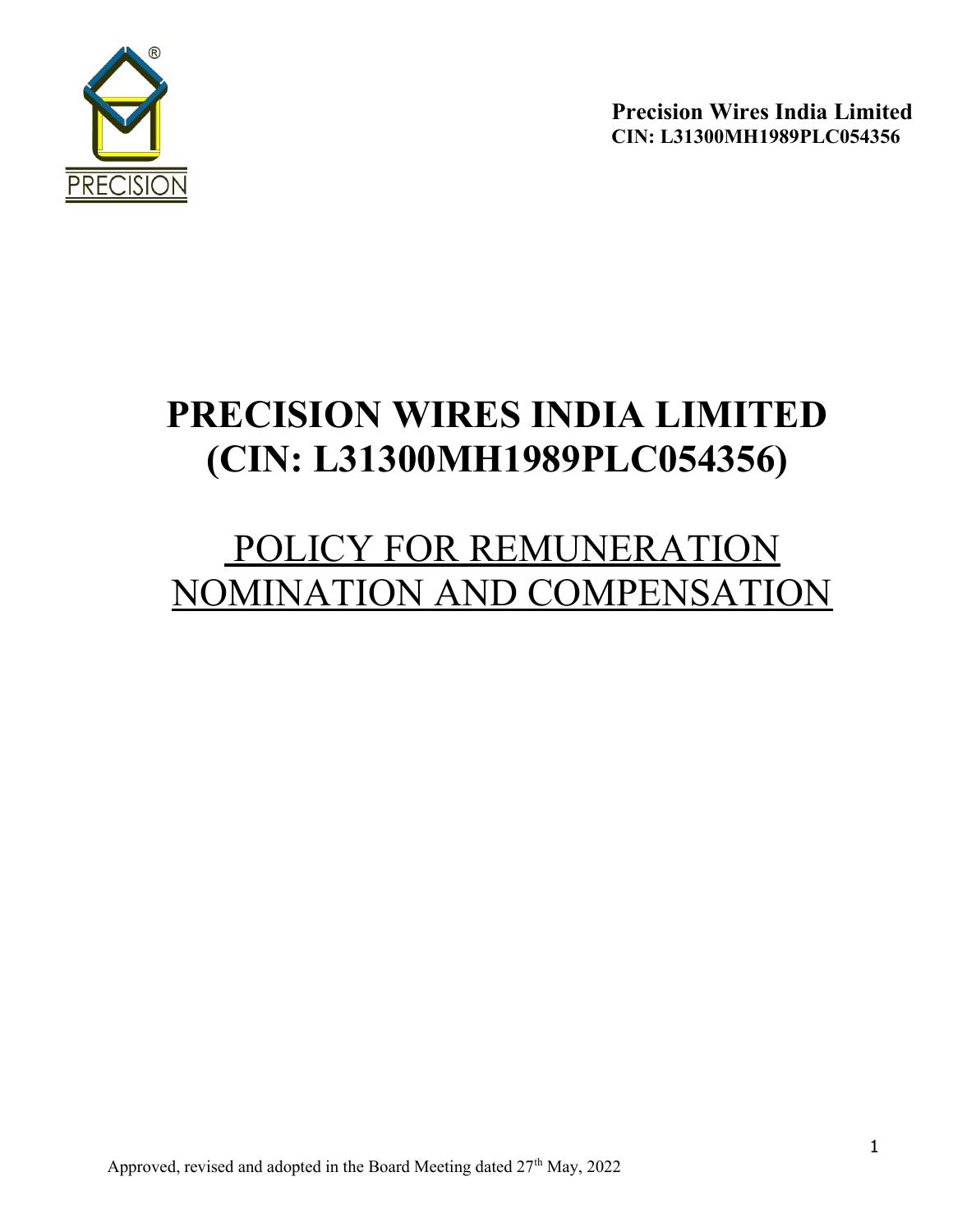**Precision Wires India Limited**
**CIN: L31300MH1989PLC054356**

# PRECISION WIRES INDIA LIMITED (CIN: L31300MH1989PLC054356)

## POLICY FOR REMUNERATION NOMINATION AND COMPENSATION

Approved, revised and adopted in the Board Meeting dated 27th May, 2022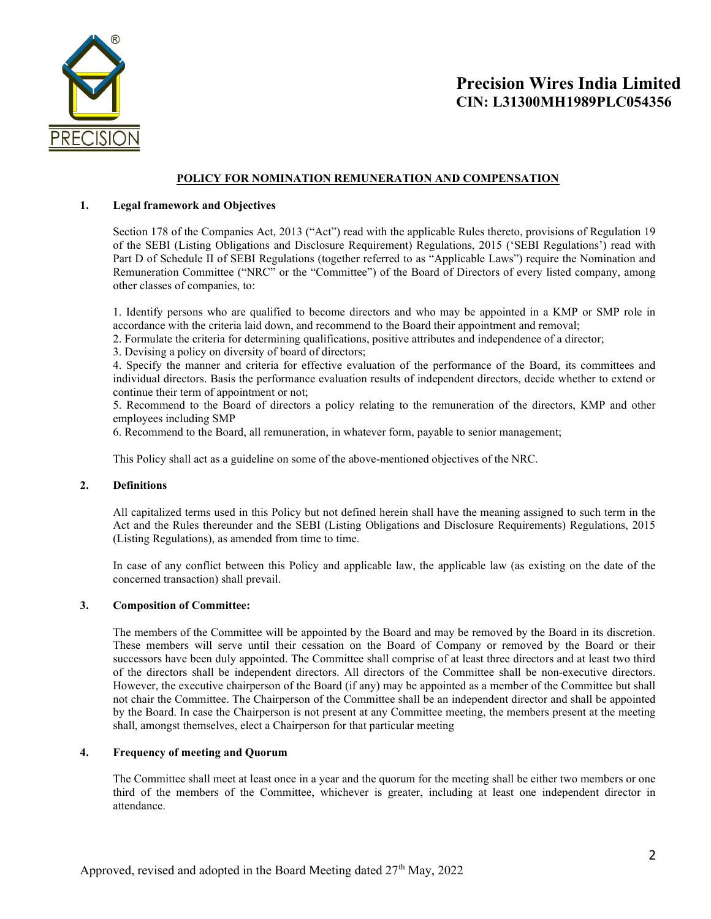# Precision Wires India Limited
## CIN: L31300MH1989PLC054356

**POLICY FOR NOMINATION REMUNERATION AND COMPENSATION**

### 1. Legal framework and Objectives

Section 178 of the Companies Act, 2013 ("Act") read with the applicable Rules thereto, provisions of Regulation 19 of the SEBI (Listing Obligations and Disclosure Requirement) Regulations, 2015 ('SEBI Regulations') read with Part D of Schedule II of SEBI Regulations (together referred to as "Applicable Laws") require the Nomination and Remuneration Committee ("NRC" or the "Committee") of the Board of Directors of every listed company, among other classes of companies, to:

1. Identify persons who are qualified to become directors and who may be appointed in a KMP or SMP role in accordance with the criteria laid down, and recommend to the Board their appointment and removal;
2. Formulate the criteria for determining qualifications, positive attributes and independence of a director;
3. Devising a policy on diversity of board of directors;
4. Specify the manner and criteria for effective evaluation of the performance of the Board, its committees and individual directors. Basis the performance evaluation results of independent directors, decide whether to extend or continue their term of appointment or not;
5. Recommend to the Board of directors a policy relating to the remuneration of the directors, KMP and other employees including SMP
6. Recommend to the Board, all remuneration, in whatever form, payable to senior management;

This Policy shall act as a guideline on some of the above-mentioned objectives of the NRC.

### 2. Definitions

All capitalized terms used in this Policy but not defined herein shall have the meaning assigned to such term in the Act and the Rules thereunder and the SEBI (Listing Obligations and Disclosure Requirements) Regulations, 2015 (Listing Regulations), as amended from time to time.

In case of any conflict between this Policy and applicable law, the applicable law (as existing on the date of the concerned transaction) shall prevail.

### 3. Composition of Committee:

The members of the Committee will be appointed by the Board and may be removed by the Board in its discretion. These members will serve until their cessation on the Board of Company or removed by the Board or their successors have been duly appointed. The Committee shall comprise of at least three directors and at least two third of the directors shall be independent directors. All directors of the Committee shall be non-executive directors. However, the executive chairperson of the Board (if any) may be appointed as a member of the Committee but shall not chair the Committee. The Chairperson of the Committee shall be an independent director and shall be appointed by the Board. In case the Chairperson is not present at any Committee meeting, the members present at the meeting shall, amongst themselves, elect a Chairperson for that particular meeting

### 4. Frequency of meeting and Quorum

The Committee shall meet at least once in a year and the quorum for the meeting shall be either two members or one third of the members of the Committee, whichever is greater, including at least one independent director in attendance.

Approved, revised and adopted in the Board Meeting dated 27th May, 2022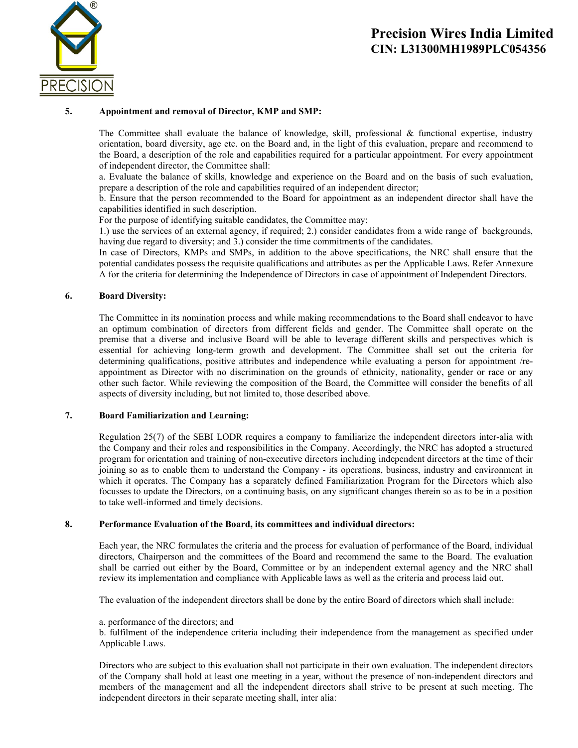### 5. Appointment and removal of Director, KMP and SMP:

The Committee shall evaluate the balance of knowledge, skill, professional & functional expertise, industry orientation, board diversity, age etc. on the Board and, in the light of this evaluation, prepare and recommend to the Board, a description of the role and capabilities required for a particular appointment. For every appointment of independent director, the Committee shall:

a. Evaluate the balance of skills, knowledge and experience on the Board and on the basis of such evaluation, prepare a description of the role and capabilities required of an independent director;

b. Ensure that the person recommended to the Board for appointment as an independent director shall have the capabilities identified in such description.

For the purpose of identifying suitable candidates, the Committee may:

1.) use the services of an external agency, if required; 2.) consider candidates from a wide range of backgrounds, having due regard to diversity; and 3.) consider the time commitments of the candidates.

In case of Directors, KMPs and SMPs, in addition to the above specifications, the NRC shall ensure that the potential candidates possess the requisite qualifications and attributes as per the Applicable Laws. Refer Annexure A for the criteria for determining the Independence of Directors in case of appointment of Independent Directors.

### 6. Board Diversity:

The Committee in its nomination process and while making recommendations to the Board shall endeavor to have an optimum combination of directors from different fields and gender. The Committee shall operate on the premise that a diverse and inclusive Board will be able to leverage different skills and perspectives which is essential for achieving long-term growth and development. The Committee shall set out the criteria for determining qualifications, positive attributes and independence while evaluating a person for appointment /re-appointment as Director with no discrimination on the grounds of ethnicity, nationality, gender or race or any other such factor. While reviewing the composition of the Board, the Committee will consider the benefits of all aspects of diversity including, but not limited to, those described above.

### 7. Board Familiarization and Learning:

Regulation 25(7) of the SEBI LODR requires a company to familiarize the independent directors inter-alia with the Company and their roles and responsibilities in the Company. Accordingly, the NRC has adopted a structured program for orientation and training of non-executive directors including independent directors at the time of their joining so as to enable them to understand the Company - its operations, business, industry and environment in which it operates. The Company has a separately defined Familiarization Program for the Directors which also focusses to update the Directors, on a continuing basis, on any significant changes therein so as to be in a position to take well-informed and timely decisions.

### 8. Performance Evaluation of the Board, its committees and individual directors:

Each year, the NRC formulates the criteria and the process for evaluation of performance of the Board, individual directors, Chairperson and the committees of the Board and recommend the same to the Board. The evaluation shall be carried out either by the Board, Committee or by an independent external agency and the NRC shall review its implementation and compliance with Applicable laws as well as the criteria and process laid out.

The evaluation of the independent directors shall be done by the entire Board of directors which shall include:

a. performance of the directors; and

b. fulfilment of the independence criteria including their independence from the management as specified under Applicable Laws.

Directors who are subject to this evaluation shall not participate in their own evaluation. The independent directors of the Company shall hold at least one meeting in a year, without the presence of non-independent directors and members of the management and all the independent directors shall strive to be present at such meeting. The independent directors in their separate meeting shall, inter alia: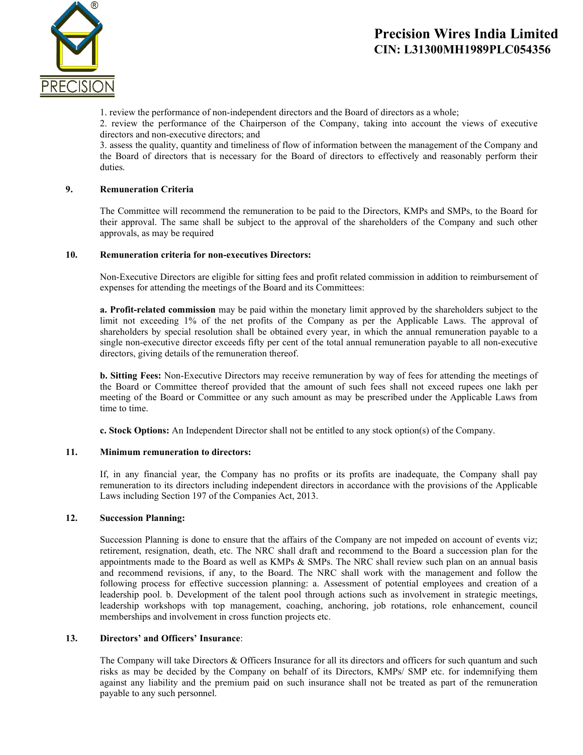1. review the performance of non-independent directors and the Board of directors as a whole;
2. review the performance of the Chairperson of the Company, taking into account the views of executive directors and non-executive directors; and
3. assess the quality, quantity and timeliness of flow of information between the management of the Company and the Board of directors that is necessary for the Board of directors to effectively and reasonably perform their duties.

## 9. Remuneration Criteria

The Committee will recommend the remuneration to be paid to the Directors, KMPs and SMPs, to the Board for their approval. The same shall be subject to the approval of the shareholders of the Company and such other approvals, as may be required

## 10. Remuneration criteria for non-executives Directors:

Non-Executive Directors are eligible for sitting fees and profit related commission in addition to reimbursement of expenses for attending the meetings of the Board and its Committees:

**a. Profit-related commission** may be paid within the monetary limit approved by the shareholders subject to the limit not exceeding 1% of the net profits of the Company as per the Applicable Laws. The approval of shareholders by special resolution shall be obtained every year, in which the annual remuneration payable to a single non-executive director exceeds fifty per cent of the total annual remuneration payable to all non-executive directors, giving details of the remuneration thereof.

**b. Sitting Fees:** Non-Executive Directors may receive remuneration by way of fees for attending the meetings of the Board or Committee thereof provided that the amount of such fees shall not exceed rupees one lakh per meeting of the Board or Committee or any such amount as may be prescribed under the Applicable Laws from time to time.

**c. Stock Options:** An Independent Director shall not be entitled to any stock option(s) of the Company.

## 11. Minimum remuneration to directors:

If, in any financial year, the Company has no profits or its profits are inadequate, the Company shall pay remuneration to its directors including independent directors in accordance with the provisions of the Applicable Laws including Section 197 of the Companies Act, 2013.

## 12. Succession Planning:

Succession Planning is done to ensure that the affairs of the Company are not impeded on account of events viz; retirement, resignation, death, etc. The NRC shall draft and recommend to the Board a succession plan for the appointments made to the Board as well as KMPs & SMPs. The NRC shall review such plan on an annual basis and recommend revisions, if any, to the Board. The NRC shall work with the management and follow the following process for effective succession planning: a. Assessment of potential employees and creation of a leadership pool. b. Development of the talent pool through actions such as involvement in strategic meetings, leadership workshops with top management, coaching, anchoring, job rotations, role enhancement, council memberships and involvement in cross function projects etc.

## 13. Directors' and Officers' Insurance:

The Company will take Directors & Officers Insurance for all its directors and officers for such quantum and such risks as may be decided by the Company on behalf of its Directors, KMPs/ SMP etc. for indemnifying them against any liability and the premium paid on such insurance shall not be treated as part of the remuneration payable to any such personnel.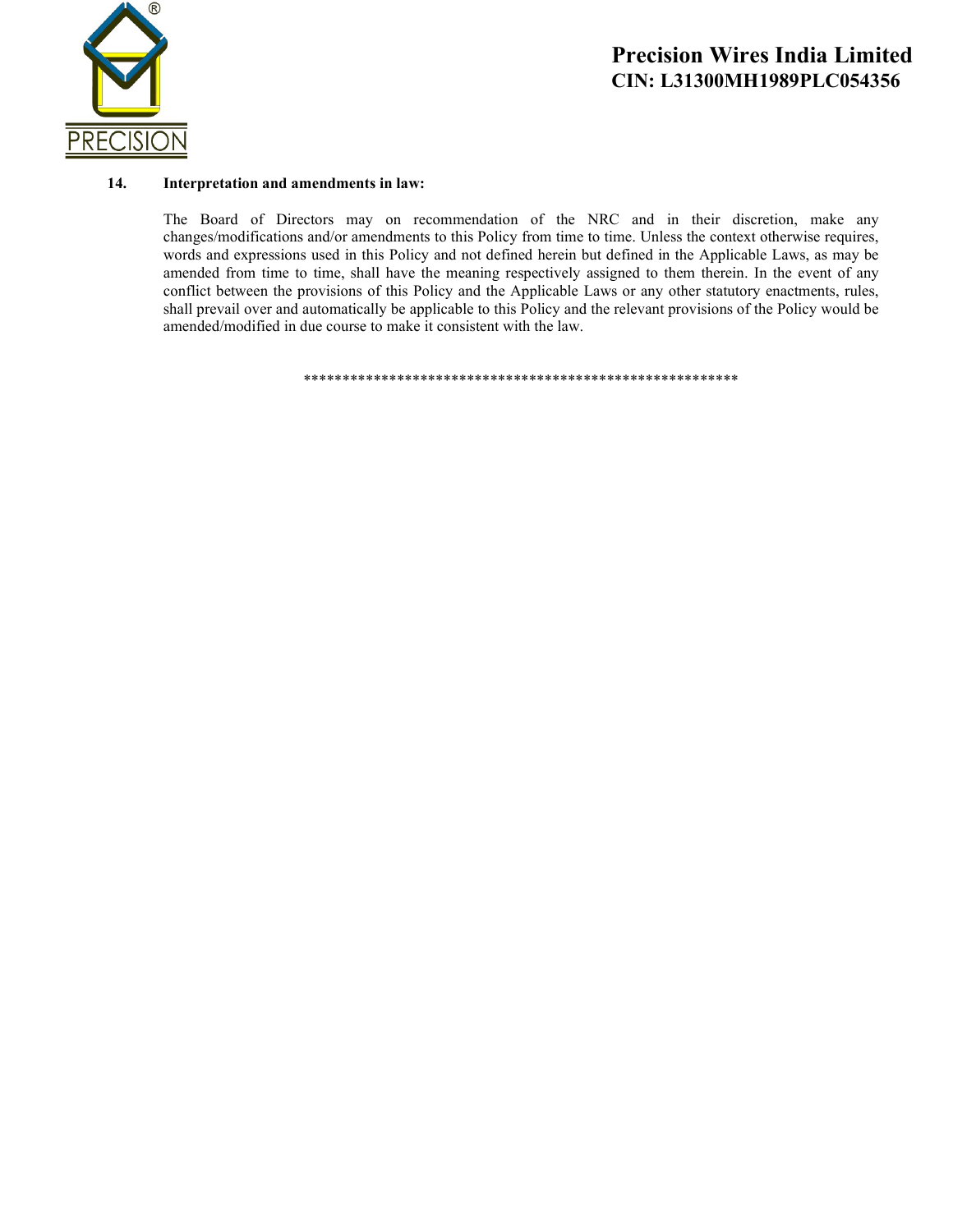**14. Interpretation and amendments in law:**

The Board of Directors may on recommendation of the NRC and in their discretion, make any changes/modifications and/or amendments to this Policy from time to time. Unless the context otherwise requires, words and expressions used in this Policy and not defined herein but defined in the Applicable Laws, as may be amended from time to time, shall have the meaning respectively assigned to them therein. In the event of any conflict between the provisions of this Policy and the Applicable Laws or any other statutory enactments, rules, shall prevail over and automatically be applicable to this Policy and the relevant provisions of the Policy would be amended/modified in due course to make it consistent with the law.

*********************************************************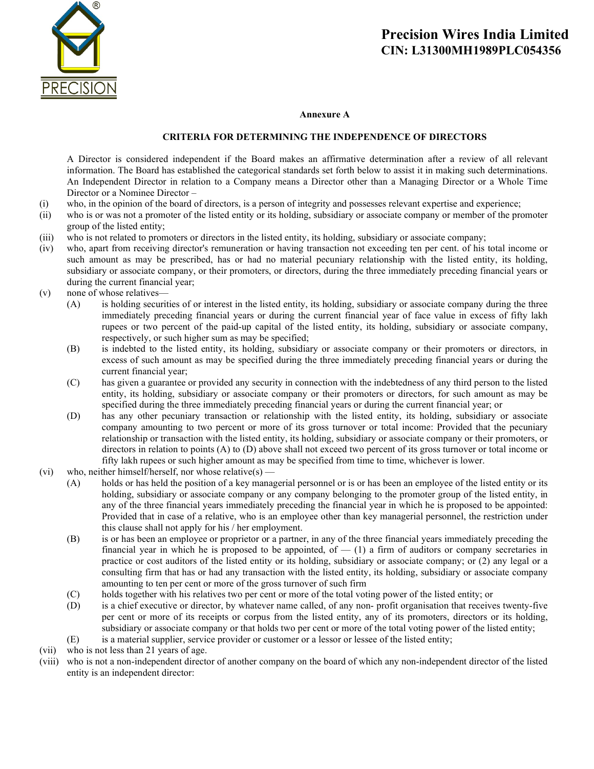**Precision Wires India Limited**
**CIN: L31300MH1989PLC054356**

**Annexure A**

**CRITERIA FOR DETERMINING THE INDEPENDENCE OF DIRECTORS**

A Director is considered independent if the Board makes an affirmative determination after a review of all relevant information. The Board has established the categorical standards set forth below to assist it in making such determinations. An Independent Director in relation to a Company means a Director other than a Managing Director or a Whole Time Director or a Nominee Director –

(i) who, in the opinion of the board of directors, is a person of integrity and possesses relevant expertise and experience;

(ii) who is or was not a promoter of the listed entity or its holding, subsidiary or associate company or member of the promoter group of the listed entity;

(iii) who is not related to promoters or directors in the listed entity, its holding, subsidiary or associate company;

(iv) who, apart from receiving director's remuneration or having transaction not exceeding ten per cent. of his total income or such amount as may be prescribed, has or had no material pecuniary relationship with the listed entity, its holding, subsidiary or associate company, or their promoters, or directors, during the three immediately preceding financial years or during the current financial year;

(v) none of whose relatives—

  (A) is holding securities of or interest in the listed entity, its holding, subsidiary or associate company during the three immediately preceding financial years or during the current financial year of face value in excess of fifty lakh rupees or two percent of the paid-up capital of the listed entity, its holding, subsidiary or associate company, respectively, or such higher sum as may be specified;

  (B) is indebted to the listed entity, its holding, subsidiary or associate company or their promoters or directors, in excess of such amount as may be specified during the three immediately preceding financial years or during the current financial year;

  (C) has given a guarantee or provided any security in connection with the indebtedness of any third person to the listed entity, its holding, subsidiary or associate company or their promoters or directors, for such amount as may be specified during the three immediately preceding financial years or during the current financial year; or

  (D) has any other pecuniary transaction or relationship with the listed entity, its holding, subsidiary or associate company amounting to two percent or more of its gross turnover or total income: Provided that the pecuniary relationship or transaction with the listed entity, its holding, subsidiary or associate company or their promoters, or directors in relation to points (A) to (D) above shall not exceed two percent of its gross turnover or total income or fifty lakh rupees or such higher amount as may be specified from time to time, whichever is lower.

(vi) who, neither himself/herself, nor whose relative(s) —

  (A) holds or has held the position of a key managerial personnel or is or has been an employee of the listed entity or its holding, subsidiary or associate company or any company belonging to the promoter group of the listed entity, in any of the three financial years immediately preceding the financial year in which he is proposed to be appointed: Provided that in case of a relative, who is an employee other than key managerial personnel, the restriction under this clause shall not apply for his / her employment.

  (B) is or has been an employee or proprietor or a partner, in any of the three financial years immediately preceding the financial year in which he is proposed to be appointed, of — (1) a firm of auditors or company secretaries in practice or cost auditors of the listed entity or its holding, subsidiary or associate company; or (2) any legal or a consulting firm that has or had any transaction with the listed entity, its holding, subsidiary or associate company amounting to ten per cent or more of the gross turnover of such firm

  (C) holds together with his relatives two per cent or more of the total voting power of the listed entity; or

  (D) is a chief executive or director, by whatever name called, of any non- profit organisation that receives twenty-five per cent or more of its receipts or corpus from the listed entity, any of its promoters, directors or its holding, subsidiary or associate company or that holds two per cent or more of the total voting power of the listed entity;

  (E) is a material supplier, service provider or customer or a lessor or lessee of the listed entity;

(vii) who is not less than 21 years of age.

(viii) who is not a non-independent director of another company on the board of which any non-independent director of the listed entity is an independent director: